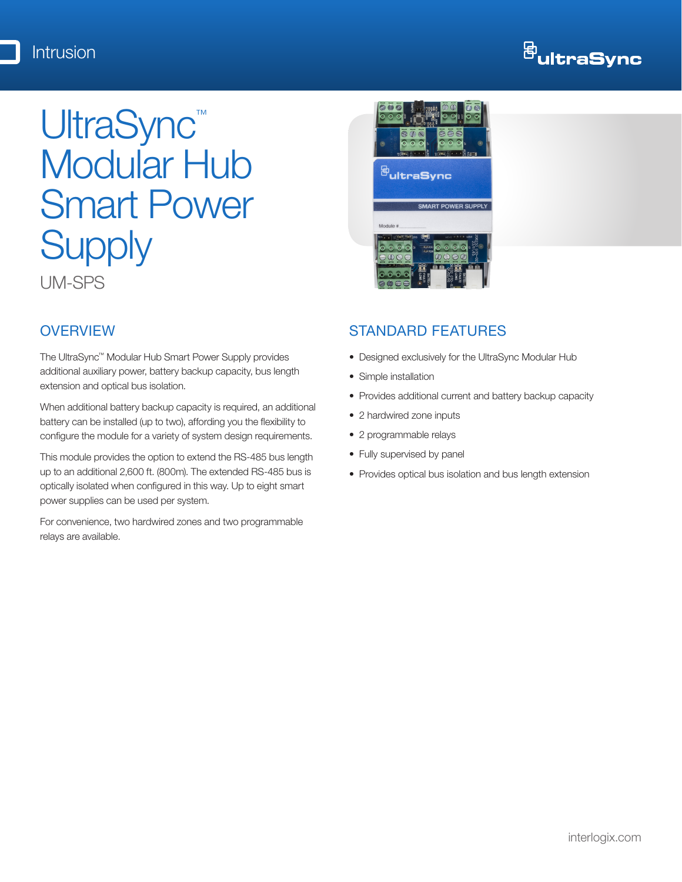Intrusion

# UltraSync™ Modular Hub Smart Power Supply

UM-SPS

## OVERVIEW

The UltraSync™ Modular Hub Smart Power Supply provides additional auxiliary power, battery backup capacity, bus length extension and optical bus isolation.

When additional battery backup capacity is required, an additional battery can be installed (up to two), affording you the flexibility to configure the module for a variety of system design requirements.

This module provides the option to extend the RS-485 bus length up to an additional 2,600 ft. (800m). The extended RS-485 bus is optically isolated when configured in this way. Up to eight smart power supplies can be used per system.

For convenience, two hardwired zones and two programmable relays are available.

## STANDARD FEATURES

- Designed exclusively for the UltraSync Modular Hub
- Simple installation
- Provides additional current and battery backup capacity
- 2 hardwired zone inputs
- 2 programmable relays
- Fully supervised by panel
- Provides optical bus isolation and bus length extension

interlogix.com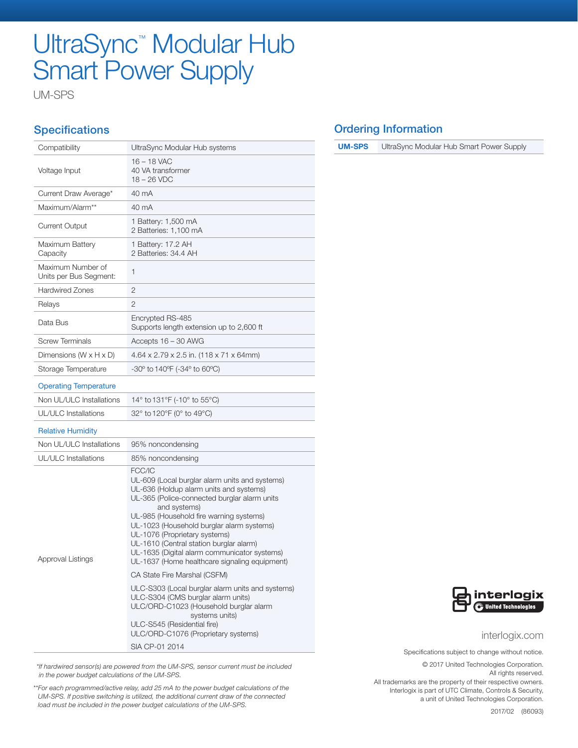# UltraSync™ Modular Hub Smart Power Supply

UM-SPS

## Specifications

| | |
|---|---|
| Compatibility | UltraSync Modular Hub systems |
| Voltage Input | 16 – 18 VAC<br>40 VA transformer<br>18 – 26 VDC |
| Current Draw Average* | 40 mA |
| Maximum/Alarm** | 40 mA |
| Current Output | 1 Battery: 1,500 mA<br>2 Batteries: 1,100 mA |
| Maximum Battery Capacity | 1 Battery: 17.2 AH<br>2 Batteries: 34.4 AH |
| Maximum Number of Units per Bus Segment: | 1 |
| Hardwired Zones | 2 |
| Relays | 2 |
| Data Bus | Encrypted RS-485<br>Supports length extension up to 2,600 ft |
| Screw Terminals | Accepts 16 – 30 AWG |
| Dimensions (W x H x D) | 4.64 x 2.79 x 2.5 in. (118 x 71 x 64mm) |
| Storage Temperature | -30º to 140ºF (-34º to 60ºC) |
| **Operating Temperature** | |
| Non UL/ULC Installations | 14° to 131°F (-10° to 55°C) |
| UL/ULC Installations | 32° to 120°F (0° to 49°C) |
| **Relative Humidity** | |
| Non UL/ULC Installations | 95% noncondensing |
| UL/ULC Installations | 85% noncondensing |
| Approval Listings | FCC/IC<br>UL-609 (Local burglar alarm units and systems)<br>UL-636 (Holdup alarm units and systems)<br>UL-365 (Police-connected burglar alarm units and systems)<br>UL-985 (Household fire warning systems)<br>UL-1023 (Household burglar alarm systems)<br>UL-1076 (Proprietary systems)<br>UL-1610 (Central station burglar alarm)<br>UL-1635 (Digital alarm communicator systems)<br>UL-1637 (Home healthcare signaling equipment)<br>CA State Fire Marshal (CSFM)<br>ULC-S303 (Local burglar alarm units and systems)<br>ULC-S304 (CMS burglar alarm units)<br>ULC/ORD-C1023 (Household burglar alarm systems units)<br>ULC-S545 (Residential fire)<br>ULC/ORD-C1076 (Proprietary systems)<br>SIA CP-01 2014 |

*If hardwired sensor(s) are powered from the UM-SPS, sensor current must be included in the power budget calculations of the UM-SPS.*

**For each programmed/active relay, add 25 mA to the power budget calculations of the UM-SPS. If positive switching is utilized, the additional current draw of the connected load must be included in the power budget calculations of the UM-SPS.*

## Ordering Information

| | |
|---|---|
| **UM-SPS** | UltraSync Modular Hub Smart Power Supply |

interlogix
United Technologies

interlogix.com

Specifications subject to change without notice.

© 2017 United Technologies Corporation.
All rights reserved.
All trademarks are the property of their respective owners.
Interlogix is part of UTC Climate, Controls & Security,
a unit of United Technologies Corporation.

2017/02 (86093)